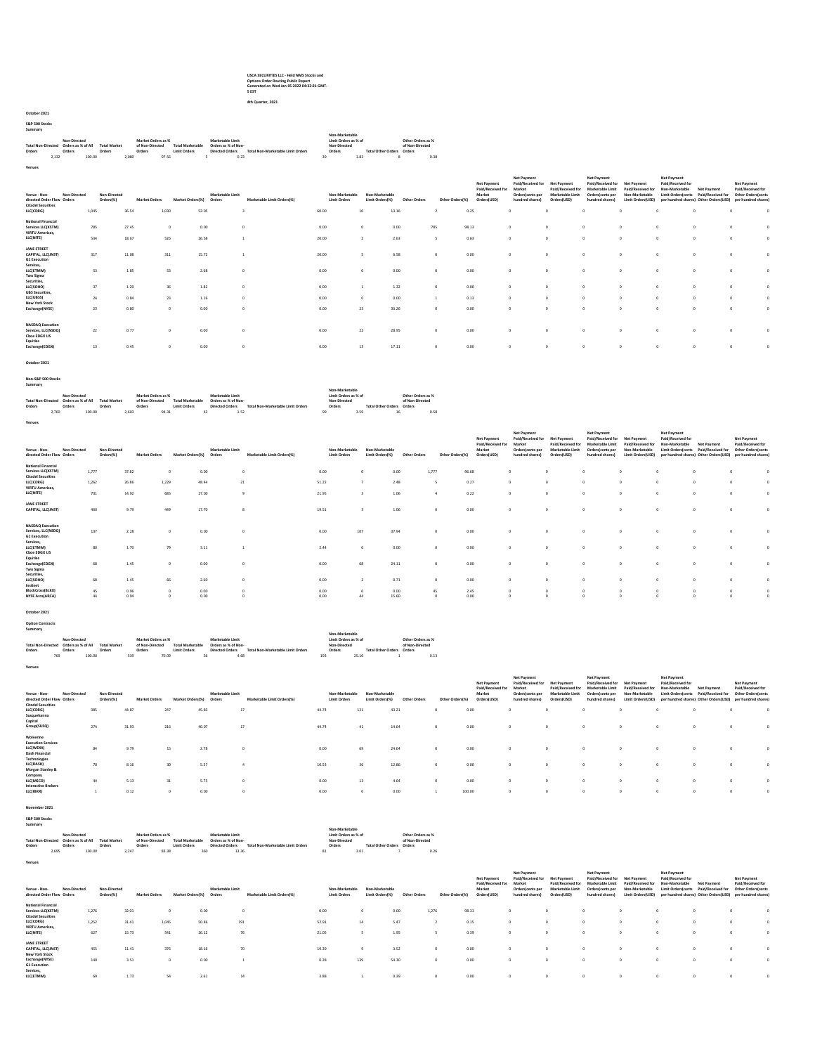USCA SECURITIES LLC - Held NMS Stocks and Options Order Routing Public Report
Generated on Wed Jan 05 2022 04:32:21 GMT-5 EST

4th Quarter, 2021

## October 2021

### S&P 500 Stocks

#### Summary

| Total Non-Directed Orders | Non-Directed Orders as % of All Orders | Total Market Orders | Market Orders as % of Non-Directed Orders | Total Marketable Limit Orders | Marketable Limit Orders as % of Non-Directed Orders | Total Non-Marketable Limit Orders | Non-Marketable Limit Orders as % of Non-Directed Orders | Total Other Orders | Other Orders as % of Non-Directed Orders |
|---|---|---|---|---|---|---|---|---|---|
| 2,132 | 100.00 | 2,080 | 97.56 | 5 | 0.23 | 39 | 1.83 | 8 | 0.38 |

#### Venues

| Venue - Non-directed Order Flow | Non-Directed Orders | Non-Directed Orders(%) | Market Orders | Market Orders(%) | Marketable Limit Orders | Marketable Limit Orders(%) | Non-Marketable Limit Orders | Non-Marketable Limit Orders(%) | Other Orders | Other Orders(%) | Net Payment Paid/Received for Market Orders(USD) | Net Payment Paid/Received for Market Orders(cents per hundred shares) | Net Payment Paid/Received for Marketable Limit Orders(USD) | Net Payment Paid/Received for Marketable Limit Orders(cents per hundred shares) | Net Payment Paid/Received for Non-Marketable Limit Orders(USD) | Net Payment Paid/Received for Non-Marketable Limit Orders(cents per hundred shares) | Net Payment Paid/Received for Other Orders(USD) | Net Payment Paid/Received for Other Orders(cents per hundred shares) |
|---|---|---|---|---|---|---|---|---|---|---|---|---|---|---|---|---|---|---|
| Citadel Securities LLC(CDRG) | 1,045 | 36.54 | 1,030 | 52.05 | 3 | 60.00 | 10 | 13.16 | 2 | 0.25 | 0 | 0 | 0 | 0 | 0 | 0 | 0 | 0 |
| National Financial Services LLC(XSTM) | 785 | 27.45 | 0 | 0.00 | 0 | 0.00 | 0 | 0.00 | 785 | 98.13 | 0 | 0 | 0 | 0 | 0 | 0 | 0 | 0 |
| VIRTU Americas, LLC(NITE) | 534 | 18.67 | 526 | 26.58 | 1 | 20.00 | 2 | 2.63 | 5 | 0.63 | 0 | 0 | 0 | 0 | 0 | 0 | 0 | 0 |
| JANE STREET CAPITAL, LLC(JNST) | 317 | 11.08 | 311 | 15.72 | 1 | 20.00 | 5 | 6.58 | 0 | 0.00 | 0 | 0 | 0 | 0 | 0 | 0 | 0 | 0 |
| G1 Execution Services, LLC(ETMM) | 53 | 1.85 | 53 | 2.68 | 0 | 0.00 | 0 | 0.00 | 0 | 0.00 | 0 | 0 | 0 | 0 | 0 | 0 | 0 | 0 |
| Two Sigma Securities, LLC(SOHO) | 37 | 1.29 | 36 | 1.82 | 0 | 0.00 | 1 | 1.32 | 0 | 0.00 | 0 | 0 | 0 | 0 | 0 | 0 | 0 | 0 |
| UBS Securities, LLC(UBSS) | 24 | 0.84 | 23 | 1.16 | 0 | 0.00 | 0 | 0.00 | 1 | 0.13 | 0 | 0 | 0 | 0 | 0 | 0 | 0 | 0 |
| New York Stock Exchange(NYSE) | 23 | 0.80 | 0 | 0.00 | 0 | 0.00 | 23 | 30.26 | 0 | 0.00 | 0 | 0 | 0 | 0 | 0 | 0 | 0 | 0 |
| NASDAQ Execution Services, LLC(NSDQ) | 22 | 0.77 | 0 | 0.00 | 0 | 0.00 | 22 | 28.95 | 0 | 0.00 | 0 | 0 | 0 | 0 | 0 | 0 | 0 | 0 |
| Cboe EDGX US Equities Exchange(EDGX) | 13 | 0.45 | 0 | 0.00 | 0 | 0.00 | 13 | 17.11 | 0 | 0.00 | 0 | 0 | 0 | 0 | 0 | 0 | 0 | 0 |

## October 2021

### Non-S&P 500 Stocks

#### Summary

| Total Non-Directed Orders | Non-Directed Orders as % of All Orders | Total Market Orders | Market Orders as % of Non-Directed Orders | Total Marketable Limit Orders | Marketable Limit Orders as % of Non-Directed Orders | Total Non-Marketable Limit Orders | Non-Marketable Limit Orders as % of Non-Directed Orders | Total Other Orders | Other Orders as % of Non-Directed Orders |
|---|---|---|---|---|---|---|---|---|---|
| 2,760 | 100.00 | 2,603 | 94.31 | 42 | 1.52 | 99 | 3.59 | 16 | 0.58 |

#### Venues

| Venue - Non-directed Order Flow | Non-Directed Orders | Non-Directed Orders(%) | Market Orders | Market Orders(%) | Marketable Limit Orders | Marketable Limit Orders(%) | Non-Marketable Limit Orders | Non-Marketable Limit Orders(%) | Other Orders | Other Orders(%) | Net Payment Paid/Received for Market Orders(USD) | Net Payment Paid/Received for Market Orders(cents per hundred shares) | Net Payment Paid/Received for Marketable Limit Orders(USD) | Net Payment Paid/Received for Marketable Limit Orders(cents per hundred shares) | Net Payment Paid/Received for Non-Marketable Limit Orders(USD) | Net Payment Paid/Received for Non-Marketable Limit Orders(cents per hundred shares) | Net Payment Paid/Received for Other Orders(USD) | Net Payment Paid/Received for Other Orders(cents per hundred shares) |
|---|---|---|---|---|---|---|---|---|---|---|---|---|---|---|---|---|---|---|
| National Financial Services LLC(XSTM) | 1,777 | 37.82 | 0 | 0.00 | 0 | 0.00 | 0 | 0.00 | 1,777 | 96.68 | 0 | 0 | 0 | 0 | 0 | 0 | 0 | 0 |
| Citadel Securities LLC(CDRG) | 1,262 | 26.86 | 1,229 | 48.44 | 21 | 51.22 | 7 | 2.48 | 5 | 0.27 | 0 | 0 | 0 | 0 | 0 | 0 | 0 | 0 |
| VIRTU Americas, LLC(NITE) | 701 | 14.92 | 685 | 27.00 | 9 | 21.95 | 3 | 1.06 | 4 | 0.22 | 0 | 0 | 0 | 0 | 0 | 0 | 0 | 0 |
| JANE STREET CAPITAL, LLC(JNST) | 460 | 9.79 | 449 | 17.70 | 8 | 19.51 | 3 | 1.06 | 0 | 0.00 | 0 | 0 | 0 | 0 | 0 | 0 | 0 | 0 |
| NASDAQ Execution Services, LLC(NSDQ) | 107 | 2.28 | 0 | 0.00 | 0 | 0.00 | 107 | 37.94 | 0 | 0.00 | 0 | 0 | 0 | 0 | 0 | 0 | 0 | 0 |
| G1 Execution Services, LLC(ETMM) | 80 | 1.70 | 79 | 3.11 | 1 | 2.44 | 0 | 0.00 | 0 | 0.00 | 0 | 0 | 0 | 0 | 0 | 0 | 0 | 0 |
| Cboe EDGX US Equities Exchange(EDGX) | 68 | 1.45 | 0 | 0.00 | 0 | 0.00 | 68 | 24.11 | 0 | 0.00 | 0 | 0 | 0 | 0 | 0 | 0 | 0 | 0 |
| Two Sigma Securities, LLC(SOHO) | 68 | 1.45 | 66 | 2.60 | 0 | 0.00 | 2 | 0.71 | 0 | 0.00 | 0 | 0 | 0 | 0 | 0 | 0 | 0 | 0 |
| Instinet BlockCross(BLKX) | 45 | 0.96 | 0 | 0.00 | 0 | 0.00 | 0 | 0.00 | 45 | 2.45 | 0 | 0 | 0 | 0 | 0 | 0 | 0 | 0 |
| NYSE Arca(ARCA) | 44 | 0.94 | 0 | 0.00 | 0 | 0.00 | 44 | 15.60 | 0 | 0.00 | 0 | 0 | 0 | 0 | 0 | 0 | 0 | 0 |

## October 2021

### Option Contracts

#### Summary

| Total Non-Directed Orders | Non-Directed Orders as % of All Orders | Total Market Orders | Market Orders as % of Non-Directed Orders | Total Marketable Limit Orders | Marketable Limit Orders as % of Non-Directed Orders | Total Non-Marketable Limit Orders | Non-Marketable Limit Orders as % of Non-Directed Orders | Total Other Orders | Other Orders as % of Non-Directed Orders |
|---|---|---|---|---|---|---|---|---|---|
| 769 | 100.00 | 539 | 70.09 | 36 | 4.68 | 193 | 25.10 | 1 | 0.13 |

#### Venues

| Venue - Non-directed Order Flow | Non-Directed Orders | Non-Directed Orders(%) | Market Orders | Market Orders(%) | Marketable Limit Orders | Marketable Limit Orders(%) | Non-Marketable Limit Orders | Non-Marketable Limit Orders(%) | Other Orders | Other Orders(%) | Net Payment Paid/Received for Market Orders(USD) | Net Payment Paid/Received for Market Orders(cents per hundred shares) | Net Payment Paid/Received for Marketable Limit Orders(USD) | Net Payment Paid/Received for Marketable Limit Orders(cents per hundred shares) | Net Payment Paid/Received for Non-Marketable Limit Orders(USD) | Net Payment Paid/Received for Non-Marketable Limit Orders(cents per hundred shares) | Net Payment Paid/Received for Other Orders(USD) | Net Payment Paid/Received for Other Orders(cents per hundred shares) |
|---|---|---|---|---|---|---|---|---|---|---|---|---|---|---|---|---|---|---|
| Citadel Securities LLC(CDRG) | 385 | 44.87 | 247 | 45.83 | 17 | 44.74 | 121 | 43.21 | 0 | 0.00 | 0 | 0 | 0 | 0 | 0 | 0 | 0 | 0 |
| Susquehanna Capital Group(SUSQ) | 274 | 31.93 | 216 | 40.07 | 17 | 44.74 | 41 | 14.64 | 0 | 0.00 | 0 | 0 | 0 | 0 | 0 | 0 | 0 | 0 |
| Wolverine Execution Services LLC(WEXX) | 84 | 9.79 | 15 | 2.78 | 0 | 0.00 | 69 | 24.64 | 0 | 0.00 | 0 | 0 | 0 | 0 | 0 | 0 | 0 | 0 |
| Dash Financial Technologies LLC(DASH) | 70 | 8.16 | 30 | 5.57 | 4 | 10.53 | 36 | 12.86 | 0 | 0.00 | 0 | 0 | 0 | 0 | 0 | 0 | 0 | 0 |
| Morgan Stanley & Company LLC(MSCO) | 44 | 5.13 | 31 | 5.75 | 0 | 0.00 | 13 | 4.64 | 0 | 0.00 | 0 | 0 | 0 | 0 | 0 | 0 | 0 | 0 |
| Interactive Brokers LLC(IBKR) | 1 | 0.12 | 0 | 0.00 | 0 | 0.00 | 0 | 0.00 | 1 | 100.00 | 0 | 0 | 0 | 0 | 0 | 0 | 0 | 0 |

## November 2021

### S&P 500 Stocks

#### Summary

| Total Non-Directed Orders | Non-Directed Orders as % of All Orders | Total Market Orders | Market Orders as % of Non-Directed Orders | Total Marketable Limit Orders | Marketable Limit Orders as % of Non-Directed Orders | Total Non-Marketable Limit Orders | Non-Marketable Limit Orders as % of Non-Directed Orders | Total Other Orders | Other Orders as % of Non-Directed Orders |
|---|---|---|---|---|---|---|---|---|---|
| 2,695 | 100.00 | 2,247 | 83.38 | 360 | 13.36 | 81 | 3.01 | 7 | 0.26 |

#### Venues

| Venue - Non-directed Order Flow | Non-Directed Orders | Non-Directed Orders(%) | Market Orders | Market Orders(%) | Marketable Limit Orders | Marketable Limit Orders(%) | Non-Marketable Limit Orders | Non-Marketable Limit Orders(%) | Other Orders | Other Orders(%) | Net Payment Paid/Received for Market Orders(USD) | Net Payment Paid/Received for Market Orders(cents per hundred shares) | Net Payment Paid/Received for Marketable Limit Orders(USD) | Net Payment Paid/Received for Marketable Limit Orders(cents per hundred shares) | Net Payment Paid/Received for Non-Marketable Limit Orders(USD) | Net Payment Paid/Received for Non-Marketable Limit Orders(cents per hundred shares) | Net Payment Paid/Received for Other Orders(USD) | Net Payment Paid/Received for Other Orders(cents per hundred shares) |
|---|---|---|---|---|---|---|---|---|---|---|---|---|---|---|---|---|---|---|
| National Financial Services LLC(XSTM) | 1,276 | 32.01 | 0 | 0.00 | 0 | 0.00 | 0 | 0.00 | 1,276 | 98.31 | 0 | 0 | 0 | 0 | 0 | 0 | 0 | 0 |
| Citadel Securities LLC(CDRG) | 1,252 | 31.41 | 1,045 | 50.46 | 191 | 52.91 | 14 | 5.47 | 2 | 0.15 | 0 | 0 | 0 | 0 | 0 | 0 | 0 | 0 |
| VIRTU Americas, LLC(NITE) | 627 | 15.73 | 541 | 26.12 | 76 | 21.05 | 5 | 1.95 | 5 | 0.39 | 0 | 0 | 0 | 0 | 0 | 0 | 0 | 0 |
| JANE STREET CAPITAL, LLC(JNST) | 455 | 11.41 | 376 | 18.16 | 70 | 19.39 | 9 | 3.52 | 0 | 0.00 | 0 | 0 | 0 | 0 | 0 | 0 | 0 | 0 |
| New York Stock Exchange(NYSE) | 140 | 3.51 | 0 | 0.00 | 1 | 0.28 | 139 | 54.30 | 0 | 0.00 | 0 | 0 | 0 | 0 | 0 | 0 | 0 | 0 |
| G1 Execution Services, LLC(ETMM) | 69 | 1.73 | 54 | 2.61 | 14 | 3.88 | 1 | 0.39 | 0 | 0.00 | 0 | 0 | 0 | 0 | 0 | 0 | 0 | 0 |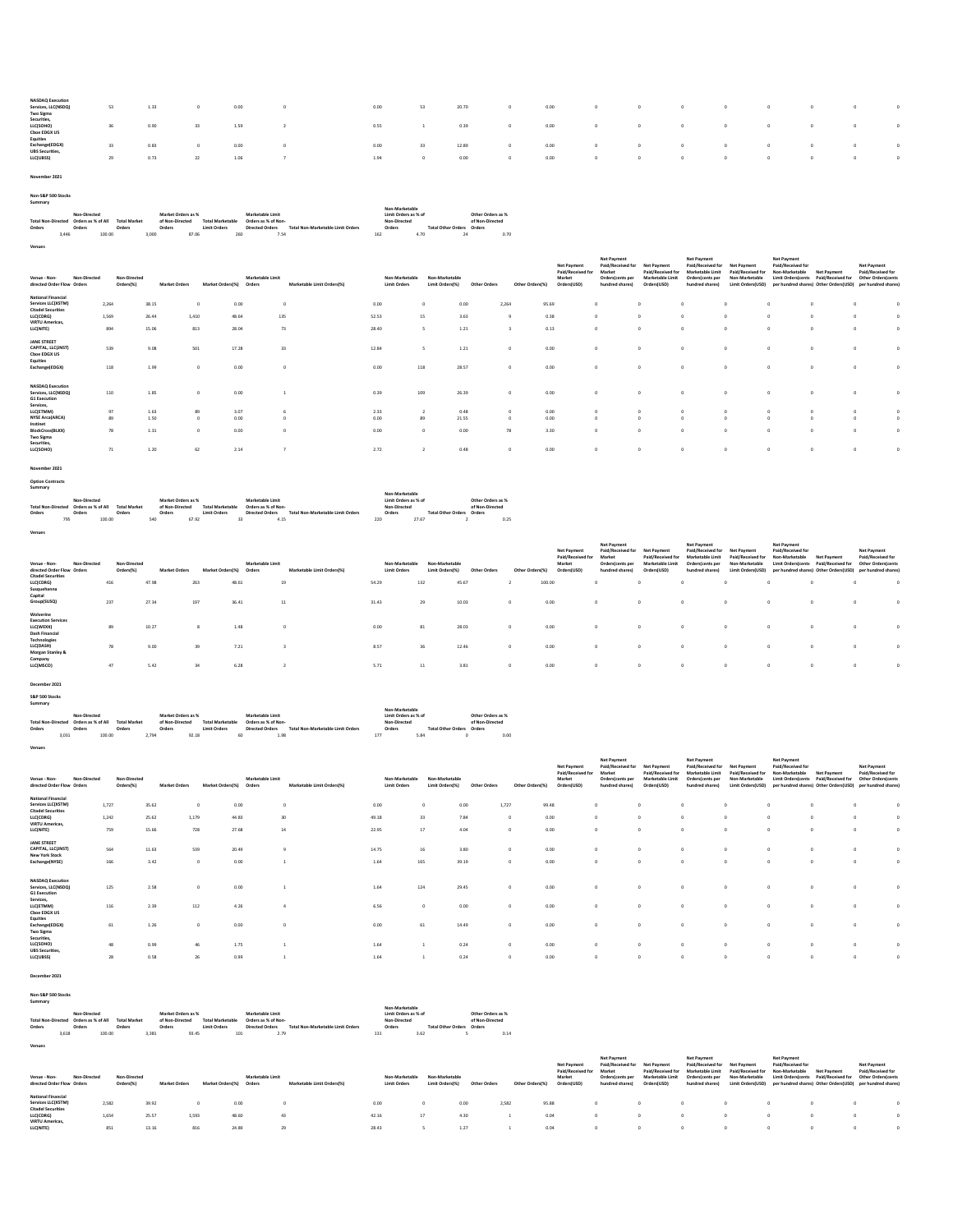| Venue - Non-directed Order Flow | Non-Directed Orders | Non-Directed Orders(%) | Market Orders | Market Orders(%) | Marketable Limit Orders | Marketable Limit Orders(%) | Non-Marketable Limit Orders | Non-Marketable Limit Orders(%) | Other Orders | Other Orders(%) | Net Payment Paid/Received for Market Orders(USD) | Net Payment Paid/Received for Market Orders(cents per hundred shares) | Net Payment Paid/Received for Marketable Limit Orders(USD) | Net Payment Paid/Received for Marketable Limit Orders(cents per hundred shares) | Net Payment Paid/Received for Non-Marketable Limit Orders(USD) | Net Payment Paid/Received for Non-Marketable Limit Orders(cents per hundred shares) | Net Payment Paid/Received for Other Orders(USD) | Net Payment Paid/Received for Other Orders(cents per hundred shares) |
|---|---|---|---|---|---|---|---|---|---|---|---|---|---|---|---|---|---|---|
| NASDAQ Execution Services, LLC(NSDQ) | 53 | 1.33 | 0 | 0.00 | 0 | 0.00 | 53 | 20.70 | 0 | 0.00 | 0 | 0 | 0 | 0 | 0 | 0 | 0 | 0 |
| Two Sigma Securities, LLC(SOHO) | 36 | 0.90 | 33 | 1.59 | 2 | 0.55 | 1 | 0.39 | 0 | 0.00 | 0 | 0 | 0 | 0 | 0 | 0 | 0 | 0 |
| Cboe EDGX US Equities Exchange(EDGX) | 33 | 0.83 | 0 | 0.00 | 0 | 0.00 | 33 | 12.89 | 0 | 0.00 | 0 | 0 | 0 | 0 | 0 | 0 | 0 | 0 |
| UBS Securities, LLC(UBSS) | 29 | 0.73 | 22 | 1.06 | 7 | 1.94 | 0 | 0.00 | 0 | 0.00 | 0 | 0 | 0 | 0 | 0 | 0 | 0 | 0 |

**November 2021**

**Non-S&P 500 Stocks**

**Summary**

| Total Non-Directed Orders | Non-Directed Orders as % of All Orders | Total Market Orders | Market Orders as % of Non-Directed Orders | Total Marketable Limit Orders | Marketable Limit Orders as % of Non-Directed Orders | Total Non-Marketable Limit Orders | Non-Marketable Limit Orders as % of Non-Directed Orders | Total Other Orders | Other Orders as % of Non-Directed Orders |
|---|---|---|---|---|---|---|---|---|---|
| 3,446 | 100.00 | 3,000 | 87.06 | 260 | 7.54 | 162 | 4.70 | 24 | 0.70 |

**Venues**

| Venue - Non-directed Order Flow | Non-Directed Orders | Non-Directed Orders(%) | Market Orders | Market Orders(%) | Marketable Limit Orders | Marketable Limit Orders(%) | Non-Marketable Limit Orders | Non-Marketable Limit Orders(%) | Other Orders | Other Orders(%) | Net Payment Paid/Received for Market Orders(USD) | Net Payment Paid/Received for Market Orders(cents per hundred shares) | Net Payment Paid/Received for Marketable Limit Orders(USD) | Net Payment Paid/Received for Marketable Limit Orders(cents per hundred shares) | Net Payment Paid/Received for Non-Marketable Limit Orders(USD) | Net Payment Paid/Received for Non-Marketable Limit Orders(cents per hundred shares) | Net Payment Paid/Received for Other Orders(USD) | Net Payment Paid/Received for Other Orders(cents per hundred shares) |
|---|---|---|---|---|---|---|---|---|---|---|---|---|---|---|---|---|---|---|
| National Financial Services LLC(XSTM) | 2,264 | 38.15 | 0 | 0.00 | 0 | 0.00 | 0 | 0.00 | 2,264 | 95.69 | 0 | 0 | 0 | 0 | 0 | 0 | 0 | 0 |
| Citadel Securities LLC(CDRG) | 1,569 | 26.44 | 1,410 | 48.64 | 135 | 52.53 | 15 | 3.63 | 9 | 0.38 | 0 | 0 | 0 | 0 | 0 | 0 | 0 | 0 |
| VIRTU Americas, LLC(NITE) | 894 | 15.06 | 813 | 28.04 | 73 | 28.40 | 5 | 1.21 | 3 | 0.13 | 0 | 0 | 0 | 0 | 0 | 0 | 0 | 0 |
| JANE STREET CAPITAL, LLC(JNST) | 539 | 9.08 | 501 | 17.28 | 33 | 12.84 | 5 | 1.21 | 0 | 0.00 | 0 | 0 | 0 | 0 | 0 | 0 | 0 | 0 |
| Cboe EDGX US Equities Exchange(EDGX) | 118 | 1.99 | 0 | 0.00 | 0 | 0.00 | 118 | 28.57 | 0 | 0.00 | 0 | 0 | 0 | 0 | 0 | 0 | 0 | 0 |
| NASDAQ Execution Services, LLC(NSDQ) | 110 | 1.85 | 0 | 0.00 | 1 | 0.39 | 109 | 26.39 | 0 | 0.00 | 0 | 0 | 0 | 0 | 0 | 0 | 0 | 0 |
| G1 Execution Services, LLC(ETMM) | 97 | 1.63 | 89 | 3.07 | 6 | 2.33 | 2 | 0.48 | 0 | 0.00 | 0 | 0 | 0 | 0 | 0 | 0 | 0 | 0 |
| NYSE Arca(ARCA) | 89 | 1.50 | 0 | 0.00 | 0 | 0.00 | 89 | 21.55 | 0 | 0.00 | 0 | 0 | 0 | 0 | 0 | 0 | 0 | 0 |
| Instinet BlockCross(BLKX) | 78 | 1.31 | 0 | 0.00 | 0 | 0.00 | 0 | 0.00 | 78 | 3.30 | 0 | 0 | 0 | 0 | 0 | 0 | 0 | 0 |
| Two Sigma Securities, LLC(SOHO) | 71 | 1.20 | 62 | 2.14 | 7 | 2.72 | 2 | 0.48 | 0 | 0.00 | 0 | 0 | 0 | 0 | 0 | 0 | 0 | 0 |

**November 2021**

**Option Contracts**

**Summary**

| Total Non-Directed Orders | Non-Directed Orders as % of All Orders | Total Market Orders | Market Orders as % of Non-Directed Orders | Total Marketable Limit Orders | Marketable Limit Orders as % of Non-Directed Orders | Total Non-Marketable Limit Orders | Non-Marketable Limit Orders as % of Non-Directed Orders | Total Other Orders | Other Orders as % of Non-Directed Orders |
|---|---|---|---|---|---|---|---|---|---|
| 795 | 100.00 | 540 | 67.92 | 33 | 4.15 | 220 | 27.67 | 2 | 0.25 |

**Venues**

| Venue - Non-directed Order Flow | Non-Directed Orders | Non-Directed Orders(%) | Market Orders | Market Orders(%) | Marketable Limit Orders | Marketable Limit Orders(%) | Non-Marketable Limit Orders | Non-Marketable Limit Orders(%) | Other Orders | Other Orders(%) | Net Payment Paid/Received for Market Orders(USD) | Net Payment Paid/Received for Market Orders(cents per hundred shares) | Net Payment Paid/Received for Marketable Limit Orders(USD) | Net Payment Paid/Received for Marketable Limit Orders(cents per hundred shares) | Net Payment Paid/Received for Non-Marketable Limit Orders(USD) | Net Payment Paid/Received for Non-Marketable Limit Orders(cents per hundred shares) | Net Payment Paid/Received for Other Orders(USD) | Net Payment Paid/Received for Other Orders(cents per hundred shares) |
|---|---|---|---|---|---|---|---|---|---|---|---|---|---|---|---|---|---|---|
| Citadel Securities LLC(CDRG) | 416 | 47.98 | 263 | 48.61 | 19 | 54.29 | 132 | 45.67 | 2 | 100.00 | 0 | 0 | 0 | 0 | 0 | 0 | 0 | 0 |
| Susquehanna Capital Group(SUSQ) | 237 | 27.34 | 197 | 36.41 | 11 | 31.43 | 29 | 10.03 | 0 | 0.00 | 0 | 0 | 0 | 0 | 0 | 0 | 0 | 0 |
| Wolverine Execution Services LLC(WEXX) | 89 | 10.27 | 8 | 1.48 | 0 | 0.00 | 81 | 28.03 | 0 | 0.00 | 0 | 0 | 0 | 0 | 0 | 0 | 0 | 0 |
| Dash Financial Technologies LLC(DASH) | 78 | 9.00 | 39 | 7.21 | 3 | 8.57 | 36 | 12.46 | 0 | 0.00 | 0 | 0 | 0 | 0 | 0 | 0 | 0 | 0 |
| Morgan Stanley & Company LLC(MSCO) | 47 | 5.42 | 34 | 6.28 | 2 | 5.71 | 11 | 3.81 | 0 | 0.00 | 0 | 0 | 0 | 0 | 0 | 0 | 0 | 0 |

**December 2021**

**S&P 500 Stocks**

**Summary**

| Total Non-Directed Orders | Non-Directed Orders as % of All Orders | Total Market Orders | Market Orders as % of Non-Directed Orders | Total Marketable Limit Orders | Marketable Limit Orders as % of Non-Directed Orders | Total Non-Marketable Limit Orders | Non-Marketable Limit Orders as % of Non-Directed Orders | Total Other Orders | Other Orders as % of Non-Directed Orders |
|---|---|---|---|---|---|---|---|---|---|
| 3,031 | 100.00 | 2,794 | 92.18 | 60 | 1.98 | 177 | 5.84 | 0 | 0.00 |

**Venues**

| Venue - Non-directed Order Flow | Non-Directed Orders | Non-Directed Orders(%) | Market Orders | Market Orders(%) | Marketable Limit Orders | Marketable Limit Orders(%) | Non-Marketable Limit Orders | Non-Marketable Limit Orders(%) | Other Orders | Other Orders(%) | Net Payment Paid/Received for Market Orders(USD) | Net Payment Paid/Received for Market Orders(cents per hundred shares) | Net Payment Paid/Received for Marketable Limit Orders(USD) | Net Payment Paid/Received for Marketable Limit Orders(cents per hundred shares) | Net Payment Paid/Received for Non-Marketable Limit Orders(USD) | Net Payment Paid/Received for Non-Marketable Limit Orders(cents per hundred shares) | Net Payment Paid/Received for Other Orders(USD) | Net Payment Paid/Received for Other Orders(cents per hundred shares) |
|---|---|---|---|---|---|---|---|---|---|---|---|---|---|---|---|---|---|---|
| National Financial Services LLC(XSTM) | 1,727 | 35.62 | 0 | 0.00 | 0 | 0.00 | 0 | 0.00 | 1,727 | 99.48 | 0 | 0 | 0 | 0 | 0 | 0 | 0 | 0 |
| Citadel Securities LLC(CDRG) | 1,242 | 25.62 | 1,179 | 44.83 | 30 | 49.18 | 33 | 7.84 | 0 | 0.00 | 0 | 0 | 0 | 0 | 0 | 0 | 0 | 0 |
| VIRTU Americas, LLC(NITE) | 759 | 15.66 | 728 | 27.68 | 14 | 22.95 | 17 | 4.04 | 0 | 0.00 | 0 | 0 | 0 | 0 | 0 | 0 | 0 | 0 |
| JANE STREET CAPITAL, LLC(JNST) | 564 | 11.63 | 539 | 20.49 | 9 | 14.75 | 16 | 3.80 | 0 | 0.00 | 0 | 0 | 0 | 0 | 0 | 0 | 0 | 0 |
| New York Stock Exchange(NYSE) | 166 | 3.42 | 0 | 0.00 | 1 | 1.64 | 165 | 39.19 | 0 | 0.00 | 0 | 0 | 0 | 0 | 0 | 0 | 0 | 0 |
| NASDAQ Execution Services, LLC(NSDQ) | 125 | 2.58 | 0 | 0.00 | 1 | 1.64 | 124 | 29.45 | 0 | 0.00 | 0 | 0 | 0 | 0 | 0 | 0 | 0 | 0 |
| G1 Execution Services, LLC(ETMM) | 116 | 2.39 | 112 | 4.26 | 4 | 6.56 | 0 | 0.00 | 0 | 0.00 | 0 | 0 | 0 | 0 | 0 | 0 | 0 | 0 |
| Cboe EDGX US Equities Exchange(EDGX) | 61 | 1.26 | 0 | 0.00 | 0 | 0.00 | 61 | 14.49 | 0 | 0.00 | 0 | 0 | 0 | 0 | 0 | 0 | 0 | 0 |
| Two Sigma Securities, LLC(SOHO) | 48 | 0.99 | 46 | 1.75 | 1 | 1.64 | 1 | 0.24 | 0 | 0.00 | 0 | 0 | 0 | 0 | 0 | 0 | 0 | 0 |
| UBS Securities, LLC(UBSS) | 28 | 0.58 | 26 | 0.99 | 1 | 1.64 | 1 | 0.24 | 0 | 0.00 | 0 | 0 | 0 | 0 | 0 | 0 | 0 | 0 |

**December 2021**

**Non-S&P 500 Stocks**

**Summary**

| Total Non-Directed Orders | Non-Directed Orders as % of All Orders | Total Market Orders | Market Orders as % of Non-Directed Orders | Total Marketable Limit Orders | Marketable Limit Orders as % of Non-Directed Orders | Total Non-Marketable Limit Orders | Non-Marketable Limit Orders as % of Non-Directed Orders | Total Other Orders | Other Orders as % of Non-Directed Orders |
|---|---|---|---|---|---|---|---|---|---|
| 3,618 | 100.00 | 3,381 | 93.45 | 101 | 2.79 | 131 | 3.62 | 5 | 0.14 |

**Venues**

| Venue - Non-directed Order Flow | Non-Directed Orders | Non-Directed Orders(%) | Market Orders | Market Orders(%) | Marketable Limit Orders | Marketable Limit Orders(%) | Non-Marketable Limit Orders | Non-Marketable Limit Orders(%) | Other Orders | Other Orders(%) | Net Payment Paid/Received for Market Orders(USD) | Net Payment Paid/Received for Market Orders(cents per hundred shares) | Net Payment Paid/Received for Marketable Limit Orders(USD) | Net Payment Paid/Received for Marketable Limit Orders(cents per hundred shares) | Net Payment Paid/Received for Non-Marketable Limit Orders(USD) | Net Payment Paid/Received for Non-Marketable Limit Orders(cents per hundred shares) | Net Payment Paid/Received for Other Orders(USD) | Net Payment Paid/Received for Other Orders(cents per hundred shares) |
|---|---|---|---|---|---|---|---|---|---|---|---|---|---|---|---|---|---|---|
| National Financial Services LLC(XSTM) | 2,582 | 39.92 | 0 | 0.00 | 0 | 0.00 | 0 | 0.00 | 2,582 | 95.88 | 0 | 0 | 0 | 0 | 0 | 0 | 0 | 0 |
| Citadel Securities LLC(CDRG) | 1,654 | 25.57 | 1,593 | 48.60 | 43 | 42.16 | 17 | 4.30 | 1 | 0.04 | 0 | 0 | 0 | 0 | 0 | 0 | 0 | 0 |
| VIRTU Americas, LLC(NITE) | 851 | 13.16 | 816 | 24.89 | 29 | 28.43 | 5 | 1.27 | 1 | 0.04 | 0 | 0 | 0 | 0 | 0 | 0 | 0 | 0 |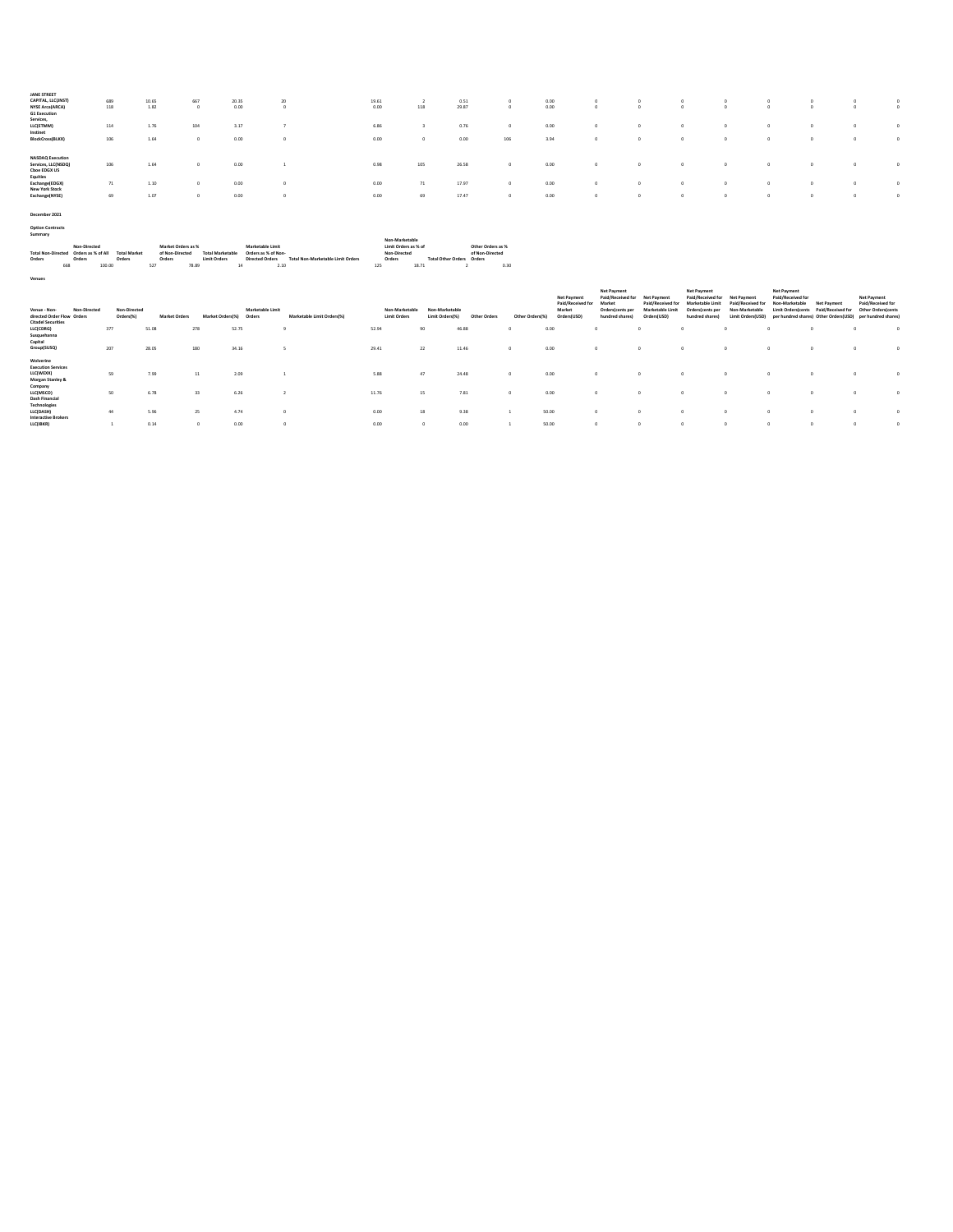| | | | | | | | | | | | | | | | | | | |
|---|---|---|---|---|---|---|---|---|---|---|---|---|---|---|---|---|---|---|
| JANE STREET CAPITAL, LLC(JNST) | 689 | 10.65 | 667 | 20.35 | 20 | 19.61 | 2 | 0.51 | 0 | 0.00 | 0 | 0 | 0 | 0 | 0 | 0 | 0 | 0 |
| NYSE Arca(ARCA) | 118 | 1.82 | 0 | 0.00 | 0 | 0.00 | 118 | 29.87 | 0 | 0.00 | 0 | 0 | 0 | 0 | 0 | 0 | 0 | 0 |
| G1 Execution Services, LLC(ETMM) | 114 | 1.76 | 104 | 3.17 | 7 | 6.86 | 3 | 0.76 | 0 | 0.00 | 0 | 0 | 0 | 0 | 0 | 0 | 0 | 0 |
| Instinet BlockCross(BLKX) | 106 | 1.64 | 0 | 0.00 | 0 | 0.00 | 0 | 0.00 | 106 | 3.94 | 0 | 0 | 0 | 0 | 0 | 0 | 0 | 0 |
| NASDAQ Execution Services, LLC(NSDQ) | 106 | 1.64 | 0 | 0.00 | 1 | 0.98 | 105 | 26.58 | 0 | 0.00 | 0 | 0 | 0 | 0 | 0 | 0 | 0 | 0 |
| Cboe EDGX US Equities Exchange(EDGX) | 71 | 1.10 | 0 | 0.00 | 0 | 0.00 | 71 | 17.97 | 0 | 0.00 | 0 | 0 | 0 | 0 | 0 | 0 | 0 | 0 |
| New York Stock Exchange(NYSE) | 69 | 1.07 | 0 | 0.00 | 0 | 0.00 | 69 | 17.47 | 0 | 0.00 | 0 | 0 | 0 | 0 | 0 | 0 | 0 | 0 |

**December 2021**

**Option Contracts**

**Summary**

| Total Non-Directed Orders | Non-Directed Orders as % of All Orders | Total Market Orders | Market Orders as % of Non-Directed Orders | Total Marketable Limit Orders | Marketable Limit Orders as % of Non-Directed Orders | Total Non-Marketable Limit Orders | Non-Marketable Limit Orders as % of Non-Directed Orders | Total Other Orders | Other Orders as % of Non-Directed Orders |
|---|---|---|---|---|---|---|---|---|---|
| 668 | 100.00 | 527 | 78.89 | 14 | 2.10 | 125 | 18.71 | 2 | 0.30 |

**Venues**

| Venue - Non-directed Order Flow | Non-Directed Orders | Non-Directed Orders(%) | Market Orders | Market Orders(%) | Marketable Limit Orders | Marketable Limit Orders(%) | Non-Marketable Limit Orders | Non-Marketable Limit Orders(%) | Other Orders | Other Orders(%) | Net Payment Paid/Received for Market Orders(USD) | Net Payment Paid/Received for Market Orders(cents per hundred shares) | Net Payment Paid/Received for Marketable Limit Orders(USD) | Net Payment Paid/Received for Marketable Limit Orders(cents per hundred shares) | Net Payment Paid/Received for Non-Marketable Limit Orders(USD) | Net Payment Paid/Received for Non-Marketable Limit Orders(cents per hundred shares) | Net Payment Paid/Received for Other Orders(USD) | Net Payment Paid/Received for Other Orders(cents per hundred shares) |
|---|---|---|---|---|---|---|---|---|---|---|---|---|---|---|---|---|---|---|
| Citadel Securities LLC(CDRG) | 377 | 51.08 | 278 | 52.75 | 9 | 52.94 | 90 | 46.88 | 0 | 0.00 | 0 | 0 | 0 | 0 | 0 | 0 | 0 | 0 |
| Susquehanna Capital Group(SUSQ) | 207 | 28.05 | 180 | 34.16 | 5 | 29.41 | 22 | 11.46 | 0 | 0.00 | 0 | 0 | 0 | 0 | 0 | 0 | 0 | 0 |
| Wolverine Execution Services LLC(WEXX) | 59 | 7.99 | 11 | 2.09 | 1 | 5.88 | 47 | 24.48 | 0 | 0.00 | 0 | 0 | 0 | 0 | 0 | 0 | 0 | 0 |
| Morgan Stanley & Company LLC(MSCO) | 50 | 6.78 | 33 | 6.26 | 2 | 11.76 | 15 | 7.81 | 0 | 0.00 | 0 | 0 | 0 | 0 | 0 | 0 | 0 | 0 |
| Dash Financial Technologies LLC(DASH) | 44 | 5.96 | 25 | 4.74 | 0 | 0.00 | 18 | 9.38 | 1 | 50.00 | 0 | 0 | 0 | 0 | 0 | 0 | 0 | 0 |
| Interactive Brokers LLC(IBKR) | 1 | 0.14 | 0 | 0.00 | 0 | 0.00 | 0 | 0.00 | 1 | 50.00 | 0 | 0 | 0 | 0 | 0 | 0 | 0 | 0 |